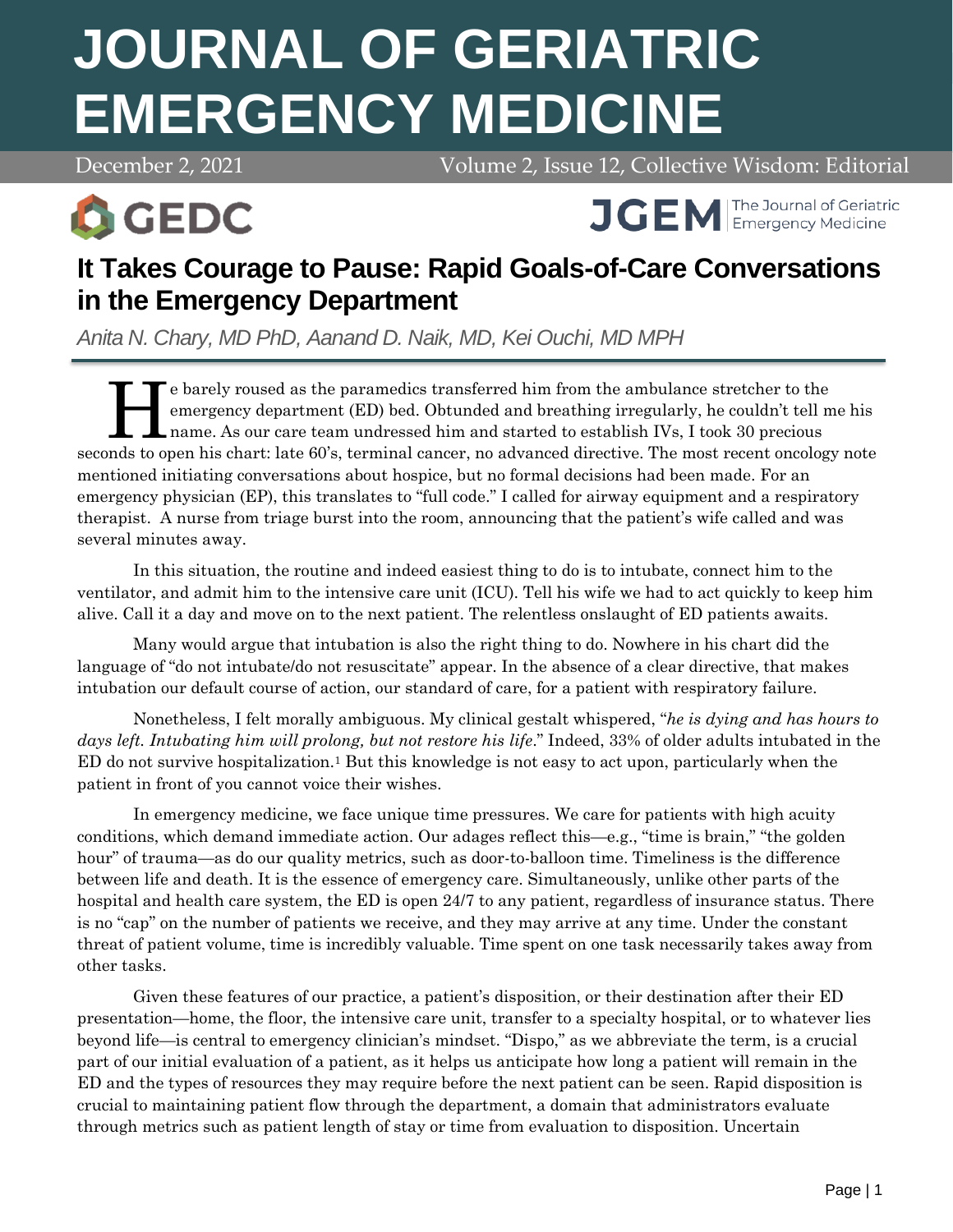# It Takes Courage to Pause: Rapid Goals-of-Care Conversations in the Emergency Department

*Anita N. Chary, MD PhD, Aanand D. Naik, MD, Kei Ouchi, MD MPH*

He barely roused as the paramedics transferred him from the ambulance stretcher to the emergency department (ED) bed. Obtunded and breathing irregularly, he couldn't tell me his name. As our care team undressed him and started to establish IVs, I took 30 precious seconds to open his chart: late 60's, terminal cancer, no advanced directive. The most recent oncology note mentioned initiating conversations about hospice, but no formal decisions had been made. For an emergency physician (EP), this translates to "full code." I called for airway equipment and a respiratory therapist. A nurse from triage burst into the room, announcing that the patient's wife called and was several minutes away.

In this situation, the routine and indeed easiest thing to do is to intubate, connect him to the ventilator, and admit him to the intensive care unit (ICU). Tell his wife we had to act quickly to keep him alive. Call it a day and move on to the next patient. The relentless onslaught of ED patients awaits.

Many would argue that intubation is also the right thing to do. Nowhere in his chart did the language of "do not intubate/do not resuscitate" appear. In the absence of a clear directive, that makes intubation our default course of action, our standard of care, for a patient with respiratory failure.

Nonetheless, I felt morally ambiguous. My clinical gestalt whispered, "*he is dying and has hours to days left. Intubating him will prolong, but not restore his life*." Indeed, 33% of older adults intubated in the ED do not survive hospitalization.[1] But this knowledge is not easy to act upon, particularly when the patient in front of you cannot voice their wishes.

In emergency medicine, we face unique time pressures. We care for patients with high acuity conditions, which demand immediate action. Our adages reflect this—e.g., "time is brain," "the golden hour" of trauma—as do our quality metrics, such as door-to-balloon time. Timeliness is the difference between life and death. It is the essence of emergency care. Simultaneously, unlike other parts of the hospital and health care system, the ED is open 24/7 to any patient, regardless of insurance status. There is no "cap" on the number of patients we receive, and they may arrive at any time. Under the constant threat of patient volume, time is incredibly valuable. Time spent on one task necessarily takes away from other tasks.

Given these features of our practice, a patient's disposition, or their destination after their ED presentation—home, the floor, the intensive care unit, transfer to a specialty hospital, or to whatever lies beyond life—is central to emergency clinician's mindset. "Dispo," as we abbreviate the term, is a crucial part of our initial evaluation of a patient, as it helps us anticipate how long a patient will remain in the ED and the types of resources they may require before the next patient can be seen. Rapid disposition is crucial to maintaining patient flow through the department, a domain that administrators evaluate through metrics such as patient length of stay or time from evaluation to disposition. Uncertain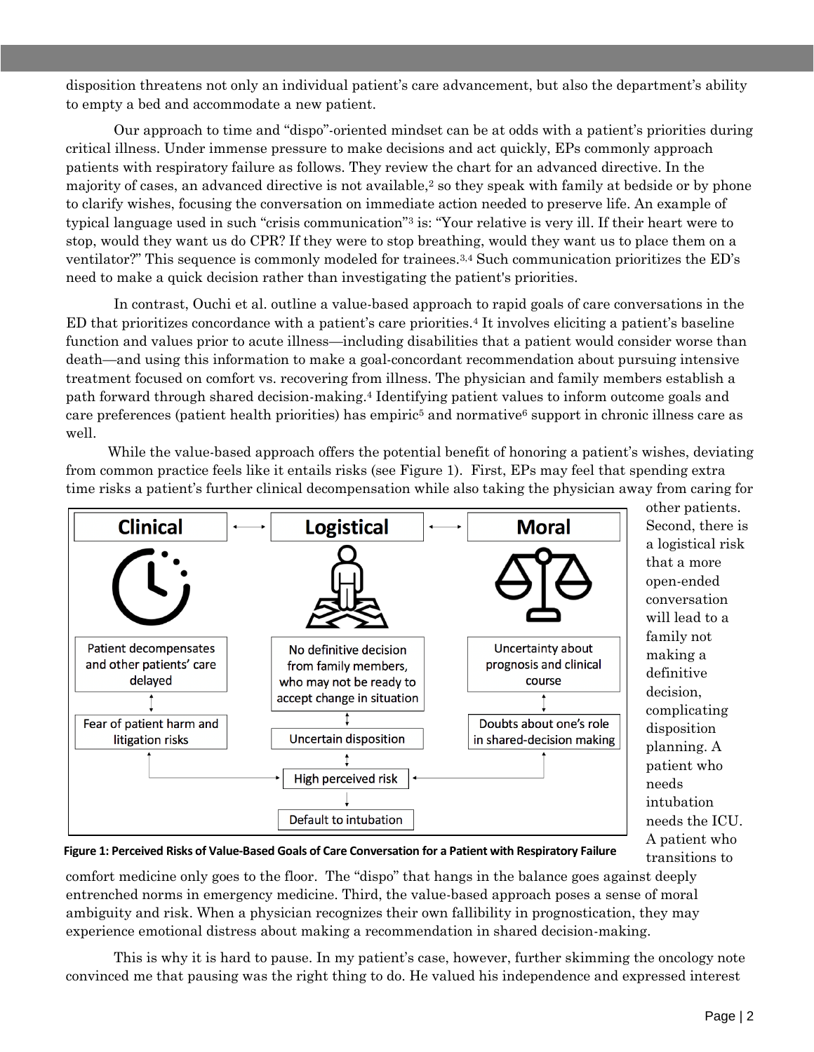disposition threatens not only an individual patient's care advancement, but also the department's ability to empty a bed and accommodate a new patient.

Our approach to time and "dispo"-oriented mindset can be at odds with a patient's priorities during critical illness. Under immense pressure to make decisions and act quickly, EPs commonly approach patients with respiratory failure as follows. They review the chart for an advanced directive. In the majority of cases, an advanced directive is not available,[2] so they speak with family at bedside or by phone to clarify wishes, focusing the conversation on immediate action needed to preserve life. An example of typical language used in such "crisis communication"[3] is: "Your relative is very ill. If their heart were to stop, would they want us do CPR? If they were to stop breathing, would they want us to place them on a ventilator?" This sequence is commonly modeled for trainees.[3,4] Such communication prioritizes the ED's need to make a quick decision rather than investigating the patient's priorities.

In contrast, Ouchi et al. outline a value-based approach to rapid goals of care conversations in the ED that prioritizes concordance with a patient's care priorities.[4] It involves eliciting a patient's baseline function and values prior to acute illness—including disabilities that a patient would consider worse than death—and using this information to make a goal-concordant recommendation about pursuing intensive treatment focused on comfort vs. recovering from illness. The physician and family members establish a path forward through shared decision-making.[4] Identifying patient values to inform outcome goals and care preferences (patient health priorities) has empiric[5] and normative[6] support in chronic illness care as well.

While the value-based approach offers the potential benefit of honoring a patient's wishes, deviating from common practice feels like it entails risks (see Figure 1). First, EPs may feel that spending extra time risks a patient's further clinical decompensation while also taking the physician away from caring for other patients. Second, there is a logistical risk that a more open-ended conversation will lead to a family not making a definitive decision, complicating disposition planning. A patient who needs intubation needs the ICU. A patient who transitions to comfort medicine only goes to the floor. The "dispo" that hangs in the balance goes against deeply entrenched norms in emergency medicine. Third, the value-based approach poses a sense of moral ambiguity and risk. When a physician recognizes their own fallibility in prognostication, they may experience emotional distress about making a recommendation in shared decision-making.

**Figure 1: Perceived Risks of Value-Based Goals of Care Conversation for a Patient with Respiratory Failure**

This is why it is hard to pause. In my patient's case, however, further skimming the oncology note convinced me that pausing was the right thing to do. He valued his independence and expressed interest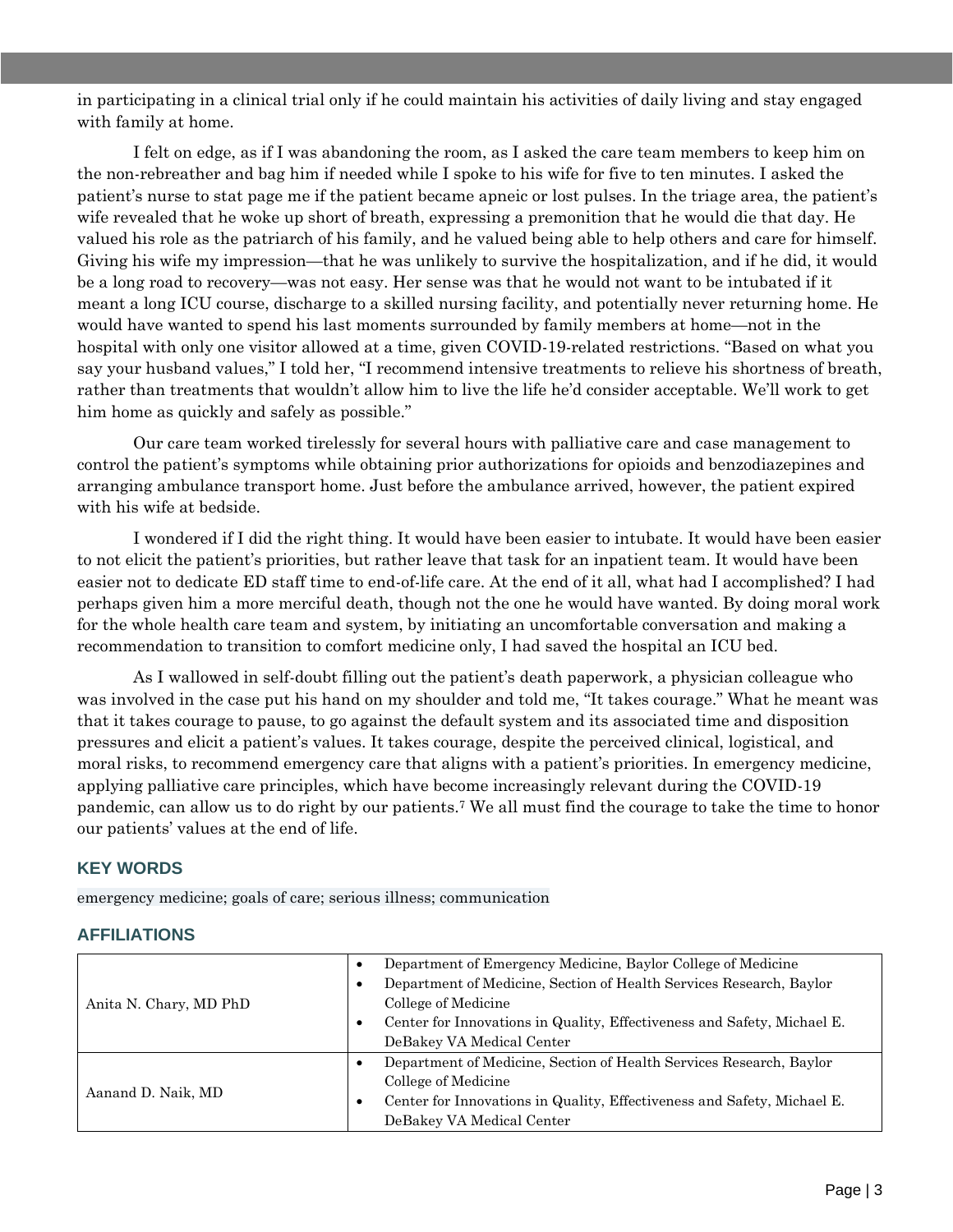in participating in a clinical trial only if he could maintain his activities of daily living and stay engaged with family at home.

I felt on edge, as if I was abandoning the room, as I asked the care team members to keep him on the non-rebreather and bag him if needed while I spoke to his wife for five to ten minutes. I asked the patient's nurse to stat page me if the patient became apneic or lost pulses. In the triage area, the patient's wife revealed that he woke up short of breath, expressing a premonition that he would die that day. He valued his role as the patriarch of his family, and he valued being able to help others and care for himself. Giving his wife my impression—that he was unlikely to survive the hospitalization, and if he did, it would be a long road to recovery—was not easy. Her sense was that he would not want to be intubated if it meant a long ICU course, discharge to a skilled nursing facility, and potentially never returning home. He would have wanted to spend his last moments surrounded by family members at home—not in the hospital with only one visitor allowed at a time, given COVID-19-related restrictions. "Based on what you say your husband values," I told her, "I recommend intensive treatments to relieve his shortness of breath, rather than treatments that wouldn't allow him to live the life he'd consider acceptable. We'll work to get him home as quickly and safely as possible."

Our care team worked tirelessly for several hours with palliative care and case management to control the patient's symptoms while obtaining prior authorizations for opioids and benzodiazepines and arranging ambulance transport home. Just before the ambulance arrived, however, the patient expired with his wife at bedside.

I wondered if I did the right thing. It would have been easier to intubate. It would have been easier to not elicit the patient's priorities, but rather leave that task for an inpatient team. It would have been easier not to dedicate ED staff time to end-of-life care. At the end of it all, what had I accomplished? I had perhaps given him a more merciful death, though not the one he would have wanted. By doing moral work for the whole health care team and system, by initiating an uncomfortable conversation and making a recommendation to transition to comfort medicine only, I had saved the hospital an ICU bed.

As I wallowed in self-doubt filling out the patient's death paperwork, a physician colleague who was involved in the case put his hand on my shoulder and told me, "It takes courage." What he meant was that it takes courage to pause, to go against the default system and its associated time and disposition pressures and elicit a patient's values. It takes courage, despite the perceived clinical, logistical, and moral risks, to recommend emergency care that aligns with a patient's priorities. In emergency medicine, applying palliative care principles, which have become increasingly relevant during the COVID-19 pandemic, can allow us to do right by our patients.[7] We all must find the courage to take the time to honor our patients' values at the end of life.

## KEY WORDS

emergency medicine; goals of care; serious illness; communication

## AFFILIATIONS

| Author | Affiliations |
| --- | --- |
| Anita N. Chary, MD PhD | • Department of Emergency Medicine, Baylor College of Medicine<br>• Department of Medicine, Section of Health Services Research, Baylor College of Medicine<br>• Center for Innovations in Quality, Effectiveness and Safety, Michael E. DeBakey VA Medical Center |
| Aanand D. Naik, MD | • Department of Medicine, Section of Health Services Research, Baylor College of Medicine<br>• Center for Innovations in Quality, Effectiveness and Safety, Michael E. DeBakey VA Medical Center |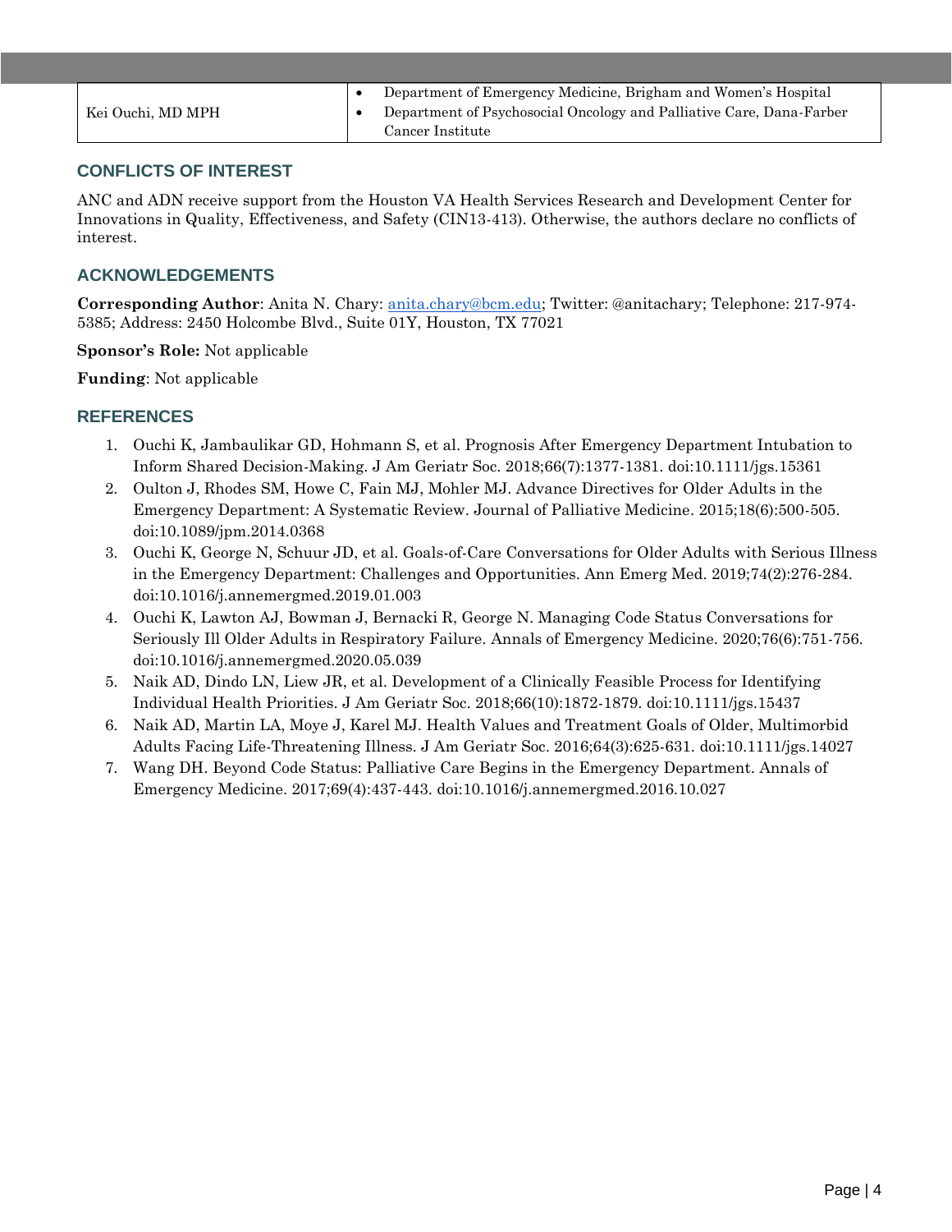| | |
|---|---|
| Kei Ouchi, MD MPH | • Department of Emergency Medicine, Brigham and Women's Hospital<br>• Department of Psychosocial Oncology and Palliative Care, Dana-Farber Cancer Institute |

## CONFLICTS OF INTEREST

ANC and ADN receive support from the Houston VA Health Services Research and Development Center for Innovations in Quality, Effectiveness, and Safety (CIN13-413). Otherwise, the authors declare no conflicts of interest.

## ACKNOWLEDGEMENTS

**Corresponding Author**: Anita N. Chary: anita.chary@bcm.edu; Twitter: @anitachary; Telephone: 217-974-5385; Address: 2450 Holcombe Blvd., Suite 01Y, Houston, TX 77021

**Sponsor's Role:** Not applicable

**Funding**: Not applicable

## REFERENCES

1. Ouchi K, Jambaulikar GD, Hohmann S, et al. Prognosis After Emergency Department Intubation to Inform Shared Decision-Making. J Am Geriatr Soc. 2018;66(7):1377-1381. doi:10.1111/jgs.15361
2. Oulton J, Rhodes SM, Howe C, Fain MJ, Mohler MJ. Advance Directives for Older Adults in the Emergency Department: A Systematic Review. Journal of Palliative Medicine. 2015;18(6):500-505. doi:10.1089/jpm.2014.0368
3. Ouchi K, George N, Schuur JD, et al. Goals-of-Care Conversations for Older Adults with Serious Illness in the Emergency Department: Challenges and Opportunities. Ann Emerg Med. 2019;74(2):276-284. doi:10.1016/j.annemergmed.2019.01.003
4. Ouchi K, Lawton AJ, Bowman J, Bernacki R, George N. Managing Code Status Conversations for Seriously Ill Older Adults in Respiratory Failure. Annals of Emergency Medicine. 2020;76(6):751-756. doi:10.1016/j.annemergmed.2020.05.039
5. Naik AD, Dindo LN, Liew JR, et al. Development of a Clinically Feasible Process for Identifying Individual Health Priorities. J Am Geriatr Soc. 2018;66(10):1872-1879. doi:10.1111/jgs.15437
6. Naik AD, Martin LA, Moye J, Karel MJ. Health Values and Treatment Goals of Older, Multimorbid Adults Facing Life-Threatening Illness. J Am Geriatr Soc. 2016;64(3):625-631. doi:10.1111/jgs.14027
7. Wang DH. Beyond Code Status: Palliative Care Begins in the Emergency Department. Annals of Emergency Medicine. 2017;69(4):437-443. doi:10.1016/j.annemergmed.2016.10.027